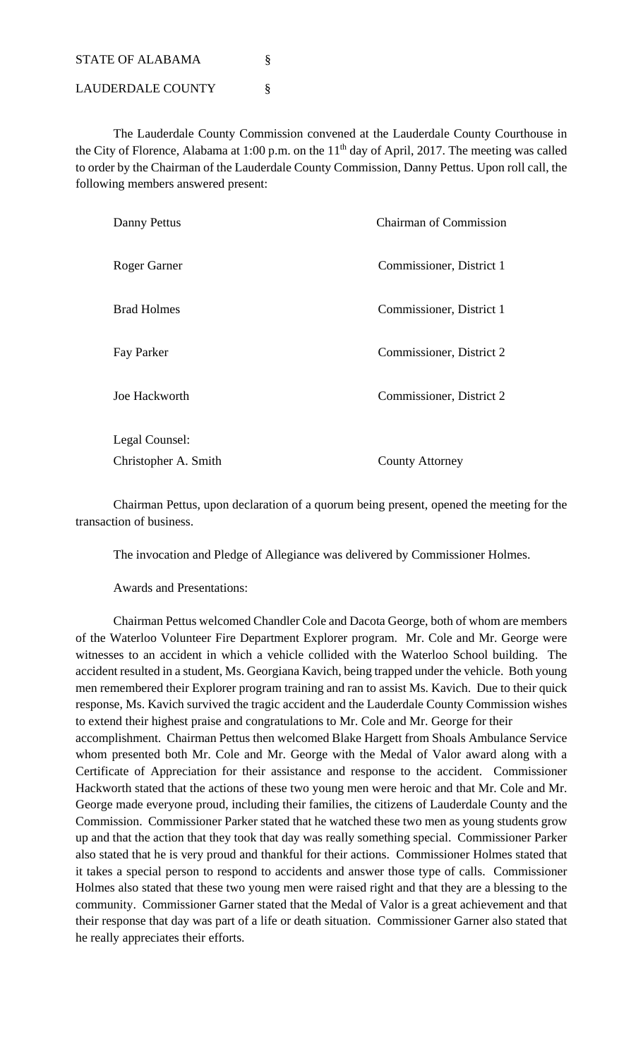STATE OF ALABAMA §

LAUDERDALE COUNTY §

The Lauderdale County Commission convened at the Lauderdale County Courthouse in the City of Florence, Alabama at 1:00 p.m. on the 11th day of April, 2017. The meeting was called to order by the Chairman of the Lauderdale County Commission, Danny Pettus. Upon roll call, the following members answered present:

| | |
|---|---|
| Danny Pettus | Chairman of Commission |
| Roger Garner | Commissioner, District 1 |
| Brad Holmes | Commissioner, District 1 |
| Fay Parker | Commissioner, District 2 |
| Joe Hackworth | Commissioner, District 2 |
| Legal Counsel: | |
| Christopher A. Smith | County Attorney |

Chairman Pettus, upon declaration of a quorum being present, opened the meeting for the transaction of business.

The invocation and Pledge of Allegiance was delivered by Commissioner Holmes.

Awards and Presentations:

Chairman Pettus welcomed Chandler Cole and Dacota George, both of whom are members of the Waterloo Volunteer Fire Department Explorer program. Mr. Cole and Mr. George were witnesses to an accident in which a vehicle collided with the Waterloo School building. The accident resulted in a student, Ms. Georgiana Kavich, being trapped under the vehicle. Both young men remembered their Explorer program training and ran to assist Ms. Kavich. Due to their quick response, Ms. Kavich survived the tragic accident and the Lauderdale County Commission wishes to extend their highest praise and congratulations to Mr. Cole and Mr. George for their accomplishment. Chairman Pettus then welcomed Blake Hargett from Shoals Ambulance Service whom presented both Mr. Cole and Mr. George with the Medal of Valor award along with a Certificate of Appreciation for their assistance and response to the accident. Commissioner Hackworth stated that the actions of these two young men were heroic and that Mr. Cole and Mr. George made everyone proud, including their families, the citizens of Lauderdale County and the Commission. Commissioner Parker stated that he watched these two men as young students grow up and that the action that they took that day was really something special. Commissioner Parker also stated that he is very proud and thankful for their actions. Commissioner Holmes stated that it takes a special person to respond to accidents and answer those type of calls. Commissioner Holmes also stated that these two young men were raised right and that they are a blessing to the community. Commissioner Garner stated that the Medal of Valor is a great achievement and that their response that day was part of a life or death situation. Commissioner Garner also stated that he really appreciates their efforts.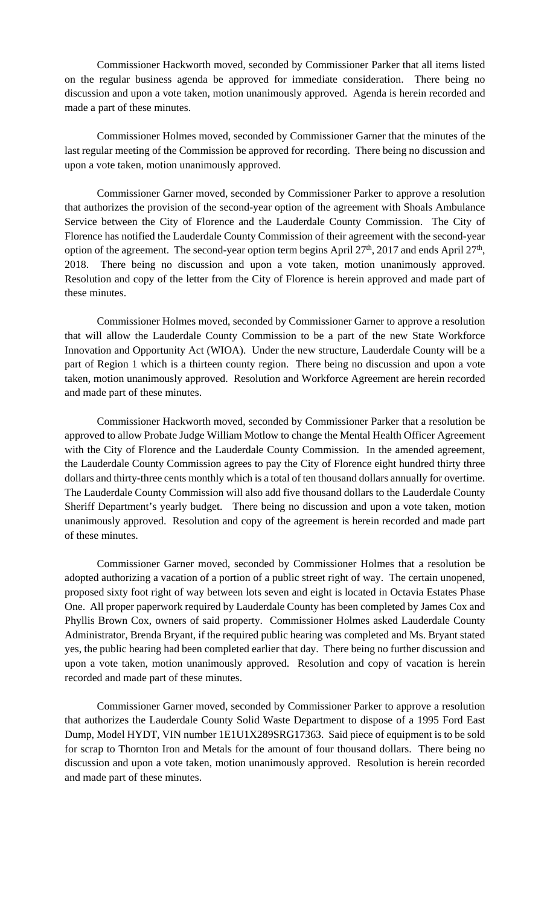Commissioner Hackworth moved, seconded by Commissioner Parker that all items listed on the regular business agenda be approved for immediate consideration. There being no discussion and upon a vote taken, motion unanimously approved. Agenda is herein recorded and made a part of these minutes.

Commissioner Holmes moved, seconded by Commissioner Garner that the minutes of the last regular meeting of the Commission be approved for recording. There being no discussion and upon a vote taken, motion unanimously approved.

Commissioner Garner moved, seconded by Commissioner Parker to approve a resolution that authorizes the provision of the second-year option of the agreement with Shoals Ambulance Service between the City of Florence and the Lauderdale County Commission. The City of Florence has notified the Lauderdale County Commission of their agreement with the second-year option of the agreement. The second-year option term begins April 27th, 2017 and ends April 27th, 2018. There being no discussion and upon a vote taken, motion unanimously approved. Resolution and copy of the letter from the City of Florence is herein approved and made part of these minutes.

Commissioner Holmes moved, seconded by Commissioner Garner to approve a resolution that will allow the Lauderdale County Commission to be a part of the new State Workforce Innovation and Opportunity Act (WIOA). Under the new structure, Lauderdale County will be a part of Region 1 which is a thirteen county region. There being no discussion and upon a vote taken, motion unanimously approved. Resolution and Workforce Agreement are herein recorded and made part of these minutes.

Commissioner Hackworth moved, seconded by Commissioner Parker that a resolution be approved to allow Probate Judge William Motlow to change the Mental Health Officer Agreement with the City of Florence and the Lauderdale County Commission. In the amended agreement, the Lauderdale County Commission agrees to pay the City of Florence eight hundred thirty three dollars and thirty-three cents monthly which is a total of ten thousand dollars annually for overtime. The Lauderdale County Commission will also add five thousand dollars to the Lauderdale County Sheriff Department's yearly budget. There being no discussion and upon a vote taken, motion unanimously approved. Resolution and copy of the agreement is herein recorded and made part of these minutes.

Commissioner Garner moved, seconded by Commissioner Holmes that a resolution be adopted authorizing a vacation of a portion of a public street right of way. The certain unopened, proposed sixty foot right of way between lots seven and eight is located in Octavia Estates Phase One. All proper paperwork required by Lauderdale County has been completed by James Cox and Phyllis Brown Cox, owners of said property. Commissioner Holmes asked Lauderdale County Administrator, Brenda Bryant, if the required public hearing was completed and Ms. Bryant stated yes, the public hearing had been completed earlier that day. There being no further discussion and upon a vote taken, motion unanimously approved. Resolution and copy of vacation is herein recorded and made part of these minutes.

Commissioner Garner moved, seconded by Commissioner Parker to approve a resolution that authorizes the Lauderdale County Solid Waste Department to dispose of a 1995 Ford East Dump, Model HYDT, VIN number 1E1U1X289SRG17363. Said piece of equipment is to be sold for scrap to Thornton Iron and Metals for the amount of four thousand dollars. There being no discussion and upon a vote taken, motion unanimously approved. Resolution is herein recorded and made part of these minutes.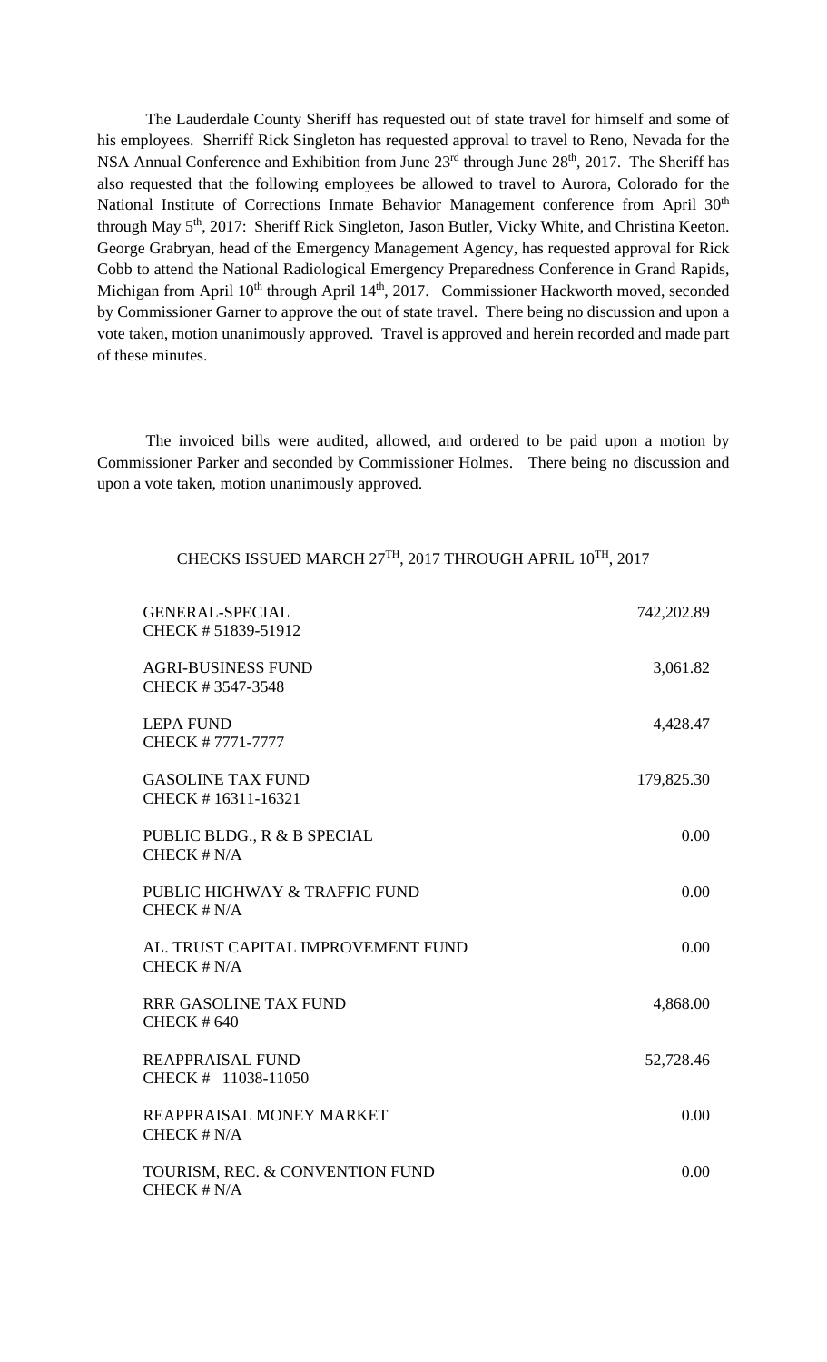The Lauderdale County Sheriff has requested out of state travel for himself and some of his employees. Sherriff Rick Singleton has requested approval to travel to Reno, Nevada for the NSA Annual Conference and Exhibition from June 23rd through June 28th, 2017. The Sheriff has also requested that the following employees be allowed to travel to Aurora, Colorado for the National Institute of Corrections Inmate Behavior Management conference from April 30th through May 5th, 2017: Sheriff Rick Singleton, Jason Butler, Vicky White, and Christina Keeton. George Grabryan, head of the Emergency Management Agency, has requested approval for Rick Cobb to attend the National Radiological Emergency Preparedness Conference in Grand Rapids, Michigan from April 10th through April 14th, 2017. Commissioner Hackworth moved, seconded by Commissioner Garner to approve the out of state travel. There being no discussion and upon a vote taken, motion unanimously approved. Travel is approved and herein recorded and made part of these minutes.

The invoiced bills were audited, allowed, and ordered to be paid upon a motion by Commissioner Parker and seconded by Commissioner Holmes. There being no discussion and upon a vote taken, motion unanimously approved.

CHECKS ISSUED MARCH 27TH, 2017 THROUGH APRIL 10TH, 2017

| | |
|---|---|
| GENERAL-SPECIAL<br>CHECK # 51839-51912 | 742,202.89 |
| AGRI-BUSINESS FUND<br>CHECK # 3547-3548 | 3,061.82 |
| LEPA FUND<br>CHECK # 7771-7777 | 4,428.47 |
| GASOLINE TAX FUND<br>CHECK # 16311-16321 | 179,825.30 |
| PUBLIC BLDG., R & B SPECIAL<br>CHECK # N/A | 0.00 |
| PUBLIC HIGHWAY & TRAFFIC FUND<br>CHECK # N/A | 0.00 |
| AL. TRUST CAPITAL IMPROVEMENT FUND<br>CHECK # N/A | 0.00 |
| RRR GASOLINE TAX FUND<br>CHECK # 640 | 4,868.00 |
| REAPPRAISAL FUND<br>CHECK # 11038-11050 | 52,728.46 |
| REAPPRAISAL MONEY MARKET<br>CHECK # N/A | 0.00 |
| TOURISM, REC. & CONVENTION FUND<br>CHECK # N/A | 0.00 |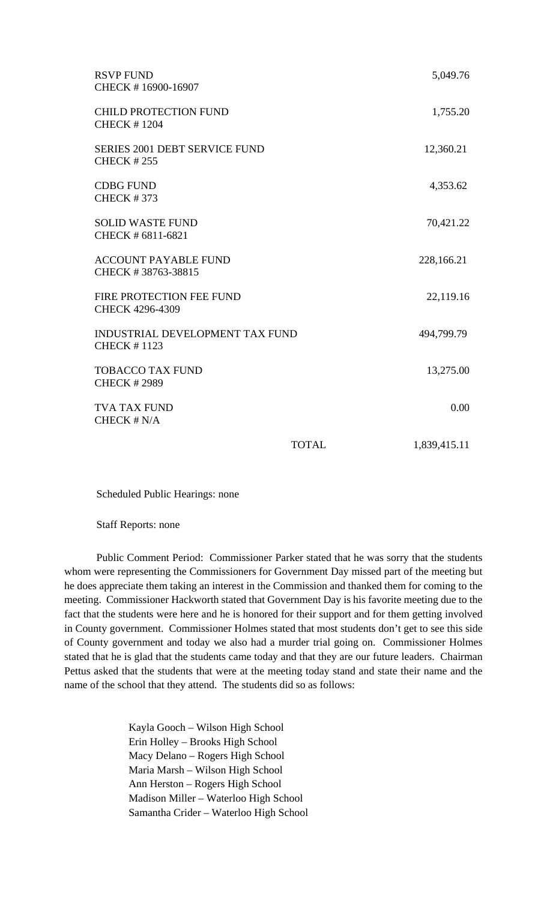| | | |
|---|---|---|
| RSVP FUND<br>CHECK # 16900-16907 | | 5,049.76 |
| CHILD PROTECTION FUND<br>CHECK # 1204 | | 1,755.20 |
| SERIES 2001 DEBT SERVICE FUND<br>CHECK # 255 | | 12,360.21 |
| CDBG FUND<br>CHECK # 373 | | 4,353.62 |
| SOLID WASTE FUND<br>CHECK # 6811-6821 | | 70,421.22 |
| ACCOUNT PAYABLE FUND<br>CHECK # 38763-38815 | | 228,166.21 |
| FIRE PROTECTION FEE FUND<br>CHECK 4296-4309 | | 22,119.16 |
| INDUSTRIAL DEVELOPMENT TAX FUND<br>CHECK # 1123 | | 494,799.79 |
| TOBACCO TAX FUND<br>CHECK # 2989 | | 13,275.00 |
| TVA TAX FUND<br>CHECK # N/A | | 0.00 |
| | TOTAL | 1,839,415.11 |

Scheduled Public Hearings: none

Staff Reports: none

Public Comment Period: Commissioner Parker stated that he was sorry that the students whom were representing the Commissioners for Government Day missed part of the meeting but he does appreciate them taking an interest in the Commission and thanked them for coming to the meeting. Commissioner Hackworth stated that Government Day is his favorite meeting due to the fact that the students were here and he is honored for their support and for them getting involved in County government. Commissioner Holmes stated that most students don't get to see this side of County government and today we also had a murder trial going on. Commissioner Holmes stated that he is glad that the students came today and that they are our future leaders. Chairman Pettus asked that the students that were at the meeting today stand and state their name and the name of the school that they attend. The students did so as follows:

Kayla Gooch – Wilson High School
Erin Holley – Brooks High School
Macy Delano – Rogers High School
Maria Marsh – Wilson High School
Ann Herston – Rogers High School
Madison Miller – Waterloo High School
Samantha Crider – Waterloo High School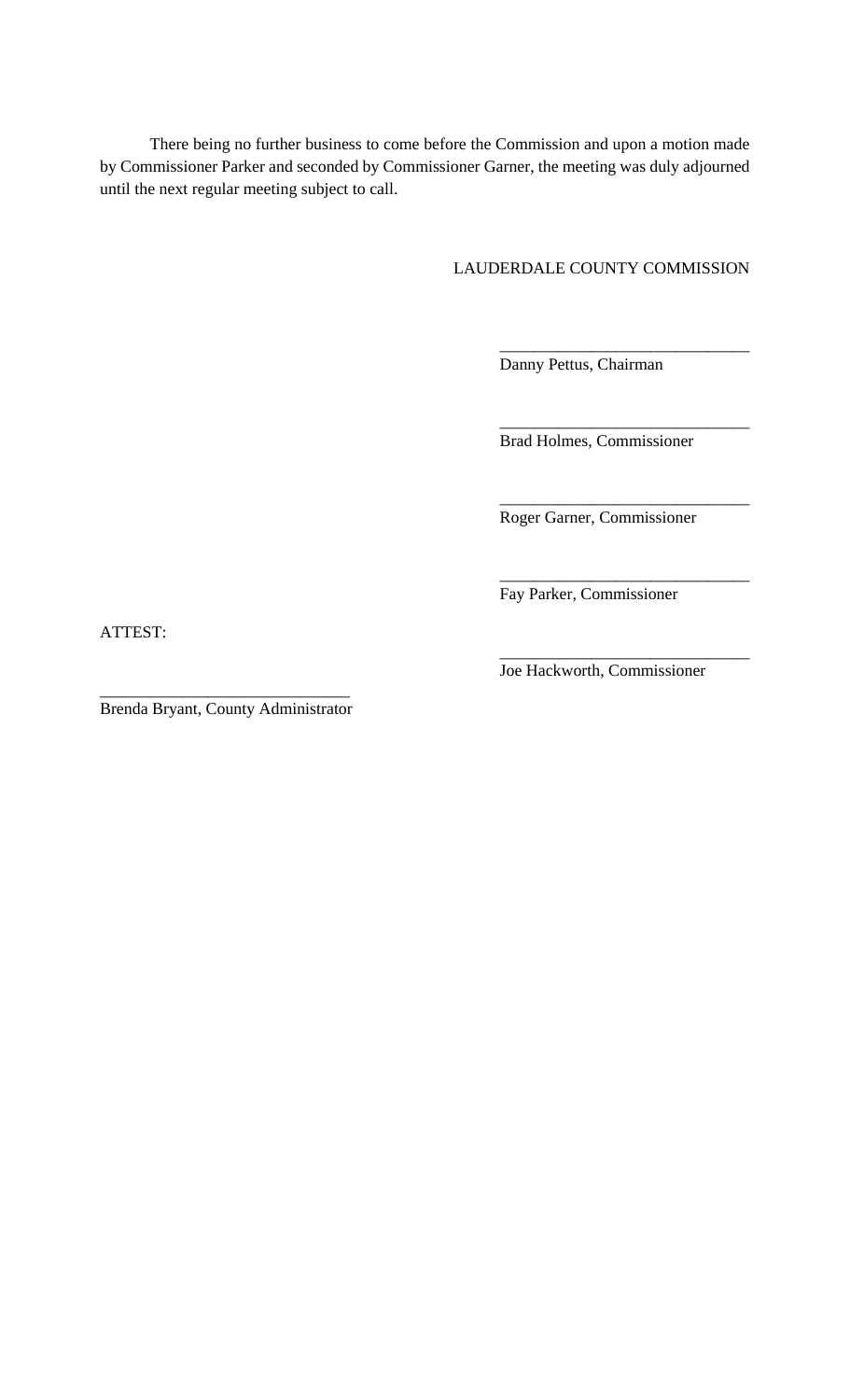There being no further business to come before the Commission and upon a motion made by Commissioner Parker and seconded by Commissioner Garner, the meeting was duly adjourned until the next regular meeting subject to call.

LAUDERDALE COUNTY COMMISSION

\_\_\_\_\_\_\_\_\_\_\_\_\_\_\_\_\_\_\_\_\_\_\_\_\_\_\_\_\_\_
Danny Pettus, Chairman

\_\_\_\_\_\_\_\_\_\_\_\_\_\_\_\_\_\_\_\_\_\_\_\_\_\_\_\_\_\_
Brad Holmes, Commissioner

\_\_\_\_\_\_\_\_\_\_\_\_\_\_\_\_\_\_\_\_\_\_\_\_\_\_\_\_\_\_
Roger Garner, Commissioner

\_\_\_\_\_\_\_\_\_\_\_\_\_\_\_\_\_\_\_\_\_\_\_\_\_\_\_\_\_\_
Fay Parker, Commissioner

\_\_\_\_\_\_\_\_\_\_\_\_\_\_\_\_\_\_\_\_\_\_\_\_\_\_\_\_\_\_
Joe Hackworth, Commissioner

ATTEST:

\_\_\_\_\_\_\_\_\_\_\_\_\_\_\_\_\_\_\_\_\_\_\_\_\_\_\_\_\_\_
Brenda Bryant, County Administrator